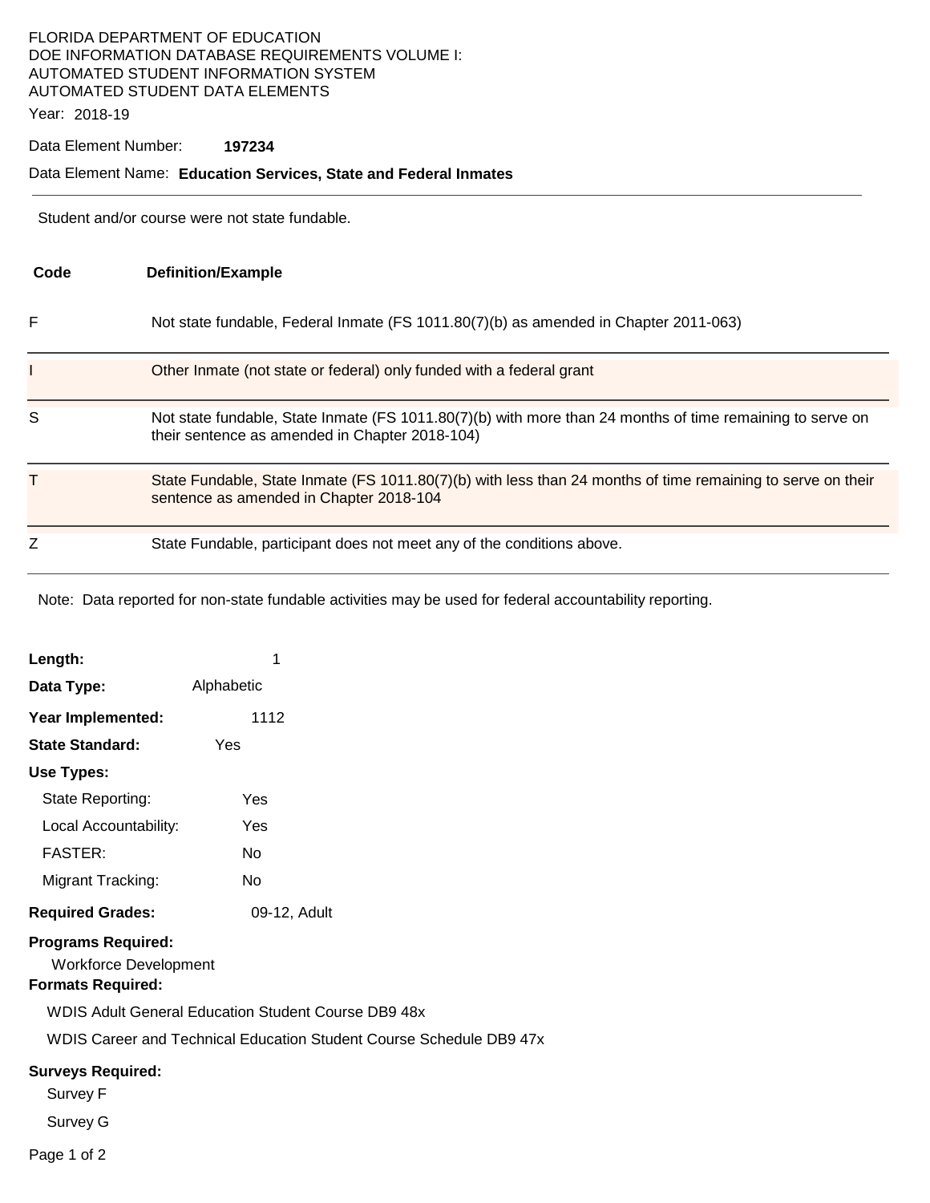FLORIDA DEPARTMENT OF EDUCATION
DOE INFORMATION DATABASE REQUIREMENTS VOLUME I:
AUTOMATED STUDENT INFORMATION SYSTEM
AUTOMATED STUDENT DATA ELEMENTS

Year: 2018-19

Data Element Number: **197234**

Data Element Name: **Education Services, State and Federal Inmates**

---

Student and/or course were not state fundable.

| Code | Definition/Example |
|---|---|
| F | Not state fundable, Federal Inmate (FS 1011.80(7)(b) as amended in Chapter 2011-063) |
| I | Other Inmate (not state or federal) only funded with a federal grant |
| S | Not state fundable, State Inmate (FS 1011.80(7)(b) with more than 24 months of time remaining to serve on their sentence as amended in Chapter 2018-104) |
| T | State Fundable, State Inmate (FS 1011.80(7)(b) with less than 24 months of time remaining to serve on their sentence as amended in Chapter 2018-104 |
| Z | State Fundable, participant does not meet any of the conditions above. |

Note: Data reported for non-state fundable activities may be used for federal accountability reporting.

**Length:** 1

**Data Type:** Alphabetic

**Year Implemented:** 1112

**State Standard:** Yes

**Use Types:**

- State Reporting: Yes
- Local Accountability: Yes
- FASTER: No
- Migrant Tracking: No

**Required Grades:** 09-12, Adult

**Programs Required:**

Workforce Development

**Formats Required:**

WDIS Adult General Education Student Course DB9 48x

WDIS Career and Technical Education Student Course Schedule DB9 47x

**Surveys Required:**

Survey F

Survey G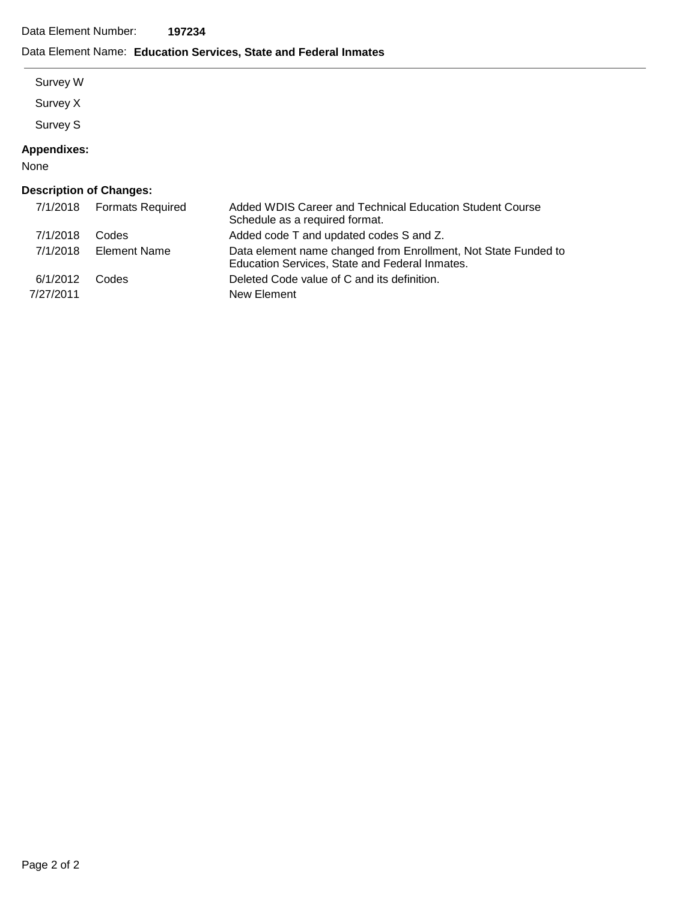Data Element Number: **197234**

Data Element Name: **Education Services, State and Federal Inmates**

---

Survey W

Survey X

Survey S

**Appendixes:**

None

**Description of Changes:**

| | | |
|---|---|---|
| 7/1/2018 | Formats Required | Added WDIS Career and Technical Education Student Course Schedule as a required format. |
| 7/1/2018 | Codes | Added code T and updated codes S and Z. |
| 7/1/2018 | Element Name | Data element name changed from Enrollment, Not State Funded to Education Services, State and Federal Inmates. |
| 6/1/2012 | Codes | Deleted Code value of C and its definition. |
| 7/27/2011 | | New Element |